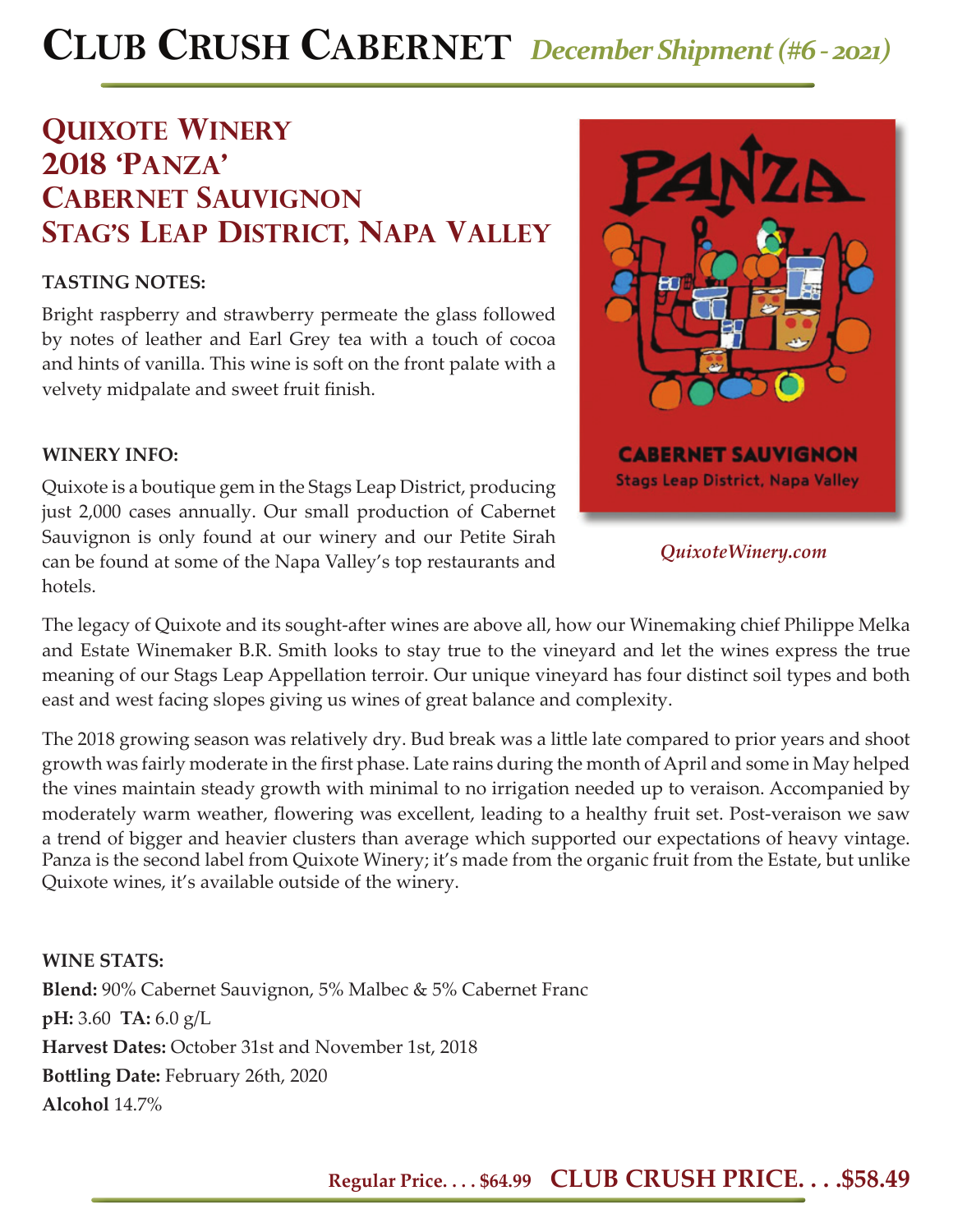# Club Crush Cabernet *December Shipment (#6 - 2021)*

## Quixote Winery
## 2018 'Panza'
## Cabernet Sauvignon
## Stag's Leap District, Napa Valley

**TASTING NOTES:**

Bright raspberry and strawberry permeate the glass followed by notes of leather and Earl Grey tea with a touch of cocoa and hints of vanilla. This wine is soft on the front palate with a velvety midpalate and sweet fruit finish.

**WINERY INFO:**

Quixote is a boutique gem in the Stags Leap District, producing just 2,000 cases annually. Our small production of Cabernet Sauvignon is only found at our winery and our Petite Sirah can be found at some of the Napa Valley's top restaurants and hotels.

*QuixoteWinery.com*

The legacy of Quixote and its sought-after wines are above all, how our Winemaking chief Philippe Melka and Estate Winemaker B.R. Smith looks to stay true to the vineyard and let the wines express the true meaning of our Stags Leap Appellation terroir. Our unique vineyard has four distinct soil types and both east and west facing slopes giving us wines of great balance and complexity.

The 2018 growing season was relatively dry. Bud break was a little late compared to prior years and shoot growth was fairly moderate in the first phase. Late rains during the month of April and some in May helped the vines maintain steady growth with minimal to no irrigation needed up to veraison. Accompanied by moderately warm weather, flowering was excellent, leading to a healthy fruit set. Post-veraison we saw a trend of bigger and heavier clusters than average which supported our expectations of heavy vintage. Panza is the second label from Quixote Winery; it's made from the organic fruit from the Estate, but unlike Quixote wines, it's available outside of the winery.

**WINE STATS:**

**Blend:** 90% Cabernet Sauvignon, 5% Malbec & 5% Cabernet Franc

**pH:** 3.60 **TA:** 6.0 g/L

**Harvest Dates:** October 31st and November 1st, 2018

**Bottling Date:** February 26th, 2020

**Alcohol** 14.7%

**Regular Price. . . . $64.99** **CLUB CRUSH PRICE. . . .$58.49**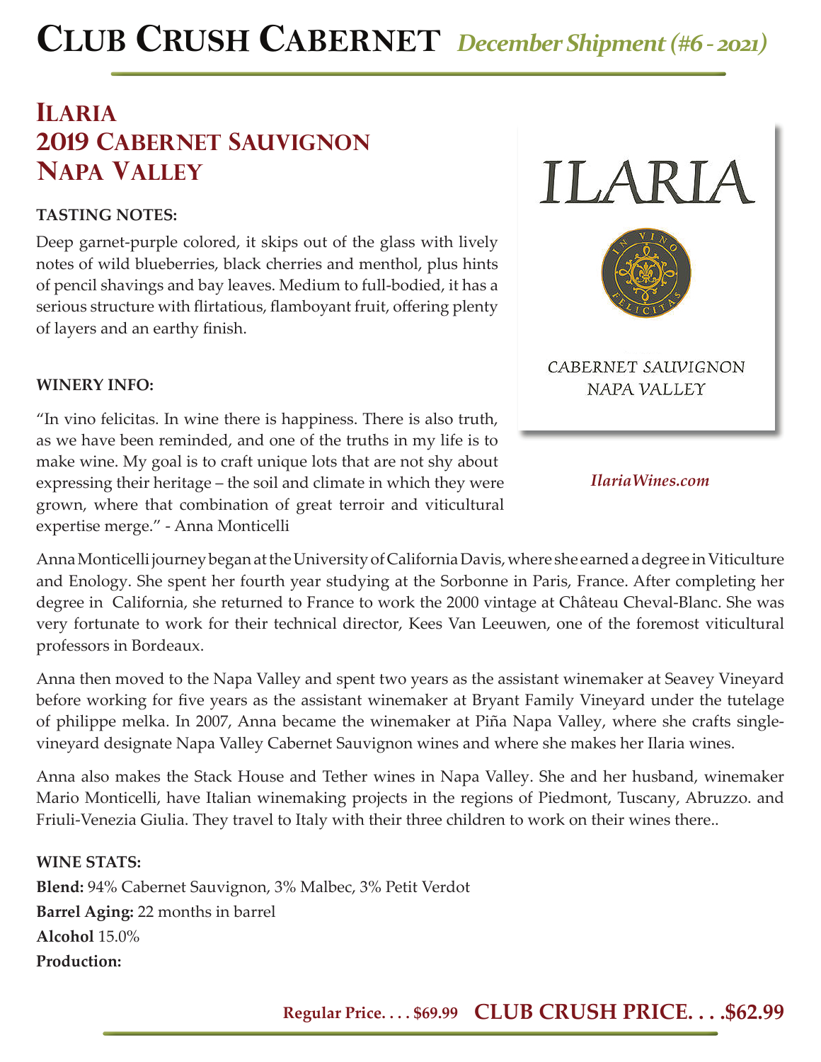# Club Crush Cabernet *December Shipment (#6 - 2021)*

## Ilaria
## 2019 Cabernet Sauvignon
## Napa Valley

ILARIA

IN VINO FELICITAS

CABERNET SAUVIGNON
NAPA VALLEY

*IlariaWines.com*

**TASTING NOTES:**

Deep garnet-purple colored, it skips out of the glass with lively notes of wild blueberries, black cherries and menthol, plus hints of pencil shavings and bay leaves. Medium to full-bodied, it has a serious structure with flirtatious, flamboyant fruit, offering plenty of layers and an earthy finish.

**WINERY INFO:**

"In vino felicitas. In wine there is happiness. There is also truth, as we have been reminded, and one of the truths in my life is to make wine. My goal is to craft unique lots that are not shy about expressing their heritage – the soil and climate in which they were grown, where that combination of great terroir and viticultural expertise merge." - Anna Monticelli

Anna Monticelli journey began at the University of California Davis, where she earned a degree in Viticulture and Enology. She spent her fourth year studying at the Sorbonne in Paris, France. After completing her degree in California, she returned to France to work the 2000 vintage at Château Cheval-Blanc. She was very fortunate to work for their technical director, Kees Van Leeuwen, one of the foremost viticultural professors in Bordeaux.

Anna then moved to the Napa Valley and spent two years as the assistant winemaker at Seavey Vineyard before working for five years as the assistant winemaker at Bryant Family Vineyard under the tutelage of philippe melka. In 2007, Anna became the winemaker at Piña Napa Valley, where she crafts single-vineyard designate Napa Valley Cabernet Sauvignon wines and where she makes her Ilaria wines.

Anna also makes the Stack House and Tether wines in Napa Valley. She and her husband, winemaker Mario Monticelli, have Italian winemaking projects in the regions of Piedmont, Tuscany, Abruzzo. and Friuli-Venezia Giulia. They travel to Italy with their three children to work on their wines there..

**WINE STATS:**

**Blend:** 94% Cabernet Sauvignon, 3% Malbec, 3% Petit Verdot
**Barrel Aging:** 22 months in barrel
**Alcohol** 15.0%
**Production:**

**Regular Price. . . . $69.99** **CLUB CRUSH PRICE. . . .$62.99**